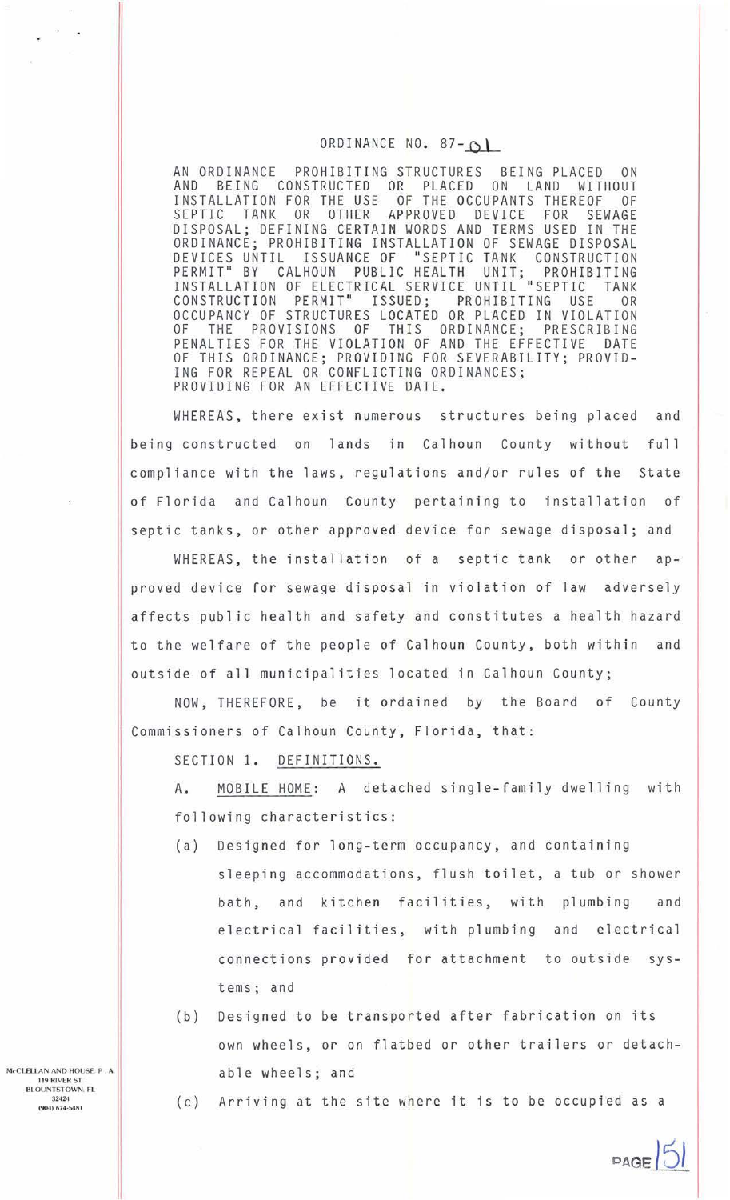# ORDINANCE NO. 87-01

AN ORDINANCE PROHIBITING STRUCTURES BEING PLACED ON AND BEING CONSTRUCTED OR PLACED ON LAND WITHOUT INSTALLATION FOR THE USE OF THE OCCUPANTS THEREOF OF SEPTIC TANK OR OTHER APPROVED DEVICE FOR SEWAGE DISPOSAL; DEFINING CERTAIN WORDS AND TERMS USED IN THE ORDINANCE; PROHIBITING INSTALLATION OF SEWAGE DISPOSAL DEVICES UNTIL ISSUANCE OF "SEPTIC TANK CONSTRUCTION PERMIT" BY CALHOUN PUBLIC HEALTH UNIT; PROHIBITING INSTALLATION OF ELECTRICAL SERVICE UNTIL "SEPTIC TANK CONSTRUCTION PERMIT" ISSUED; PROHIBITING USE OR OCCUPANCY OF STRUCTURES LOCATED OR PLACED IN VIOLATION OF THE PROVISIONS OF THIS ORDINANCE; PRESCRIBING PENALTIES FOR THE VIOLATION OF AND THE EFFECTIVE DATE OF THIS ORDINANCE; PROVIDING FOR SEVERABILITY; PROVIDING FOR REPEAL OR CONFLICTING ORDINANCES; PROVIDING FOR AN EFFECTIVE DATE.

WHEREAS, there exist numerous structures being placed and being constructed on lands in Calhoun County without full compliance with the laws, regulations and/or rules of the State of Florida and Calhoun County pertaining to installation of septic tanks, or other approved device for sewage disposal; and

WHEREAS, the installation of a septic tank or other approved device for sewage disposal in violation of law adversely affects public health and safety and constitutes a health hazard to the welfare of the people of Calhoun County, both within and outside of all municipalities located in Calhoun County;

NOW, THEREFORE, be it ordained by the Board of County Commissioners of Calhoun County, Florida, that:

SECTION 1. DEFINITIONS.

A. MOBILE HOME: A detached single-family dwelling with following characteristics:

(a) Designed for long-term occupancy, and containing sleeping accommodations, flush toilet, a tub or shower bath, and kitchen facilities, with plumbing and electrical facilities, with plumbing and electrical connections provided for attachment to outside systems; and

(b) Designed to be transported after fabrication on its own wheels, or on flatbed or other trailers or detachable wheels; and

(c) Arriving at the site where it is to be occupied as a

McCLELLAN AND HOUSE, P. A.
119 RIVER ST.
BLOUNTSTOWN, FL
32424
(904) 674-5481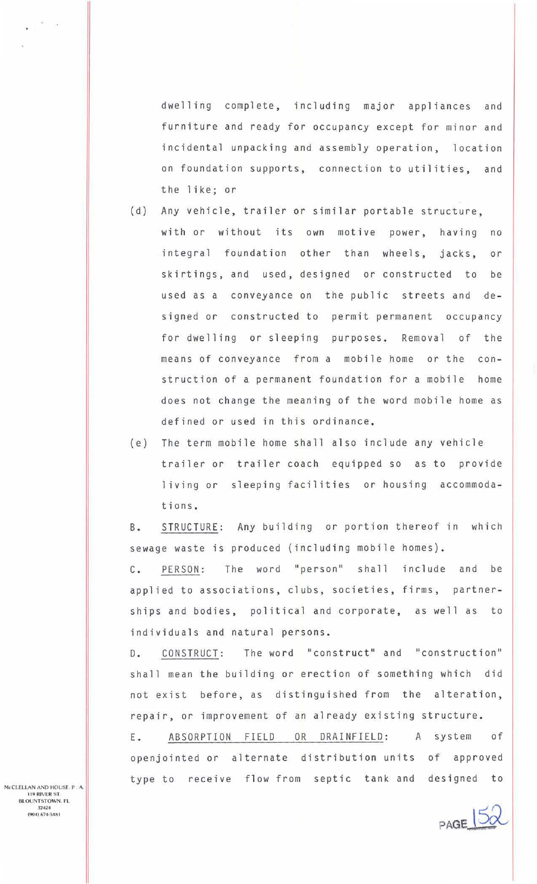dwelling complete, including major appliances and furniture and ready for occupancy except for minor and incidental unpacking and assembly operation, location on foundation supports, connection to utilities, and the like; or

(d) Any vehicle, trailer or similar portable structure, with or without its own motive power, having no integral foundation other than wheels, jacks, or skirtings, and used, designed or constructed to be used as a conveyance on the public streets and designed or constructed to permit permanent occupancy for dwelling or sleeping purposes. Removal of the means of conveyance from a mobile home or the construction of a permanent foundation for a mobile home does not change the meaning of the word mobile home as defined or used in this ordinance.

(e) The term mobile home shall also include any vehicle trailer or trailer coach equipped so as to provide living or sleeping facilities or housing accommodations.

B. STRUCTURE: Any building or portion thereof in which sewage waste is produced (including mobile homes).

C. PERSON: The word "person" shall include and be applied to associations, clubs, societies, firms, partnerships and bodies, political and corporate, as well as to individuals and natural persons.

D. CONSTRUCT: The word "construct" and "construction" shall mean the building or erection of something which did not exist before, as distinguished from the alteration, repair, or improvement of an already existing structure.

E. ABSORPTION FIELD OR DRAINFIELD: A system of openjointed or alternate distribution units of approved type to receive flow from septic tank and designed to

McCLELLAN AND HOUSE, P. A.
119 RIVER ST.
BLOUNTSTOWN, FL
32424
(904) 674-5481

PAGE 152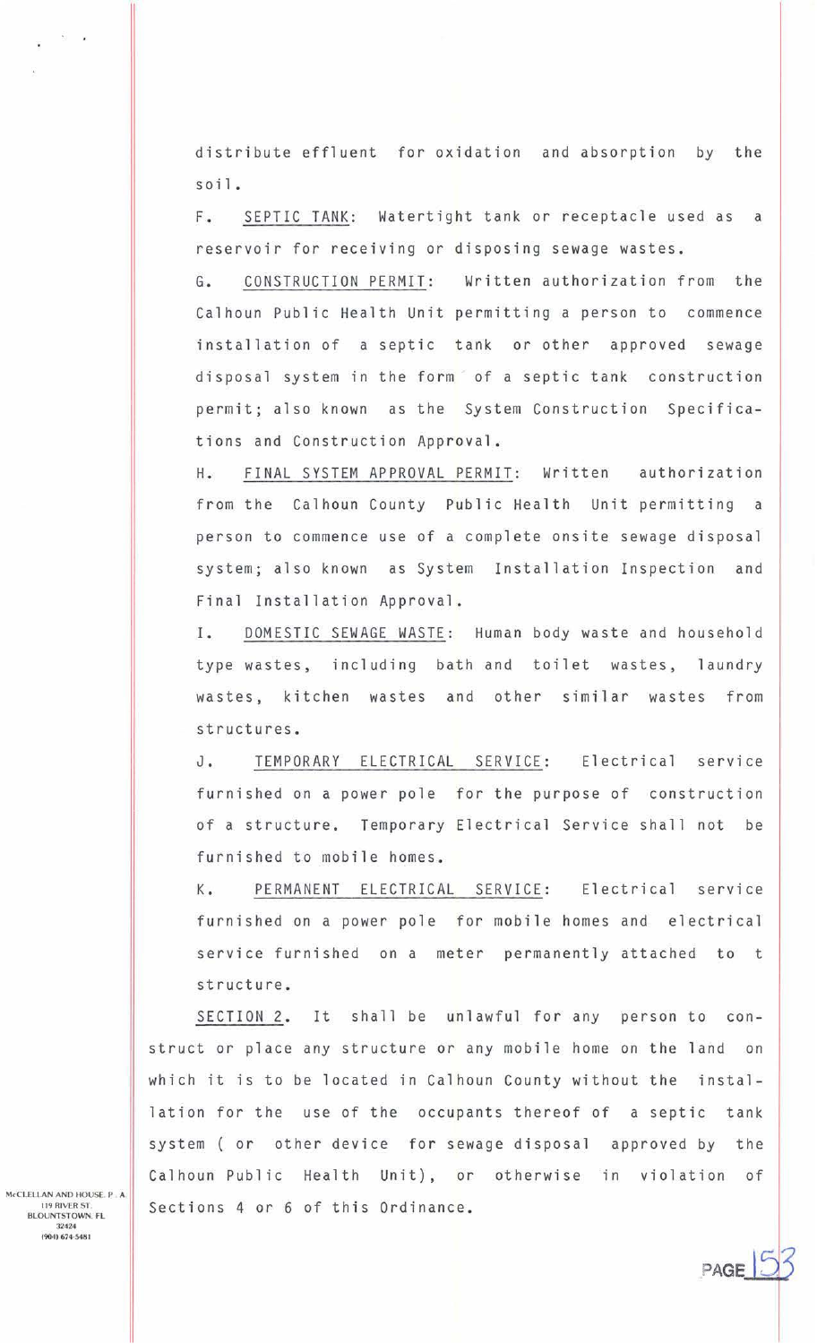distribute effluent for oxidation and absorption by the soil.

F. <u>SEPTIC TANK</u>: Watertight tank or receptacle used as a reservoir for receiving or disposing sewage wastes.

G. <u>CONSTRUCTION PERMIT</u>: Written authorization from the Calhoun Public Health Unit permitting a person to commence installation of a septic tank or other approved sewage disposal system in the form of a septic tank construction permit; also known as the System Construction Specifications and Construction Approval.

H. <u>FINAL SYSTEM APPROVAL PERMIT</u>: Written authorization from the Calhoun County Public Health Unit permitting a person to commence use of a complete onsite sewage disposal system; also known as System Installation Inspection and Final Installation Approval.

I. <u>DOMESTIC SEWAGE WASTE</u>: Human body waste and household type wastes, including bath and toilet wastes, laundry wastes, kitchen wastes and other similar wastes from structures.

J. <u>TEMPORARY ELECTRICAL SERVICE</u>: Electrical service furnished on a power pole for the purpose of construction of a structure. Temporary Electrical Service shall not be furnished to mobile homes.

K. <u>PERMANENT ELECTRICAL SERVICE</u>: Electrical service furnished on a power pole for mobile homes and electrical service furnished on a meter permanently attached to t structure.

<u>SECTION 2</u>. It shall be unlawful for any person to construct or place any structure or any mobile home on the land on which it is to be located in Calhoun County without the installation for the use of the occupants thereof of a septic tank system ( or other device for sewage disposal approved by the Calhoun Public Health Unit), or otherwise in violation of Sections 4 or 6 of this Ordinance.

McCLELLAN AND HOUSE, P. A.
119 RIVER ST.
BLOUNTSTOWN, FL
32424
(904) 674-5481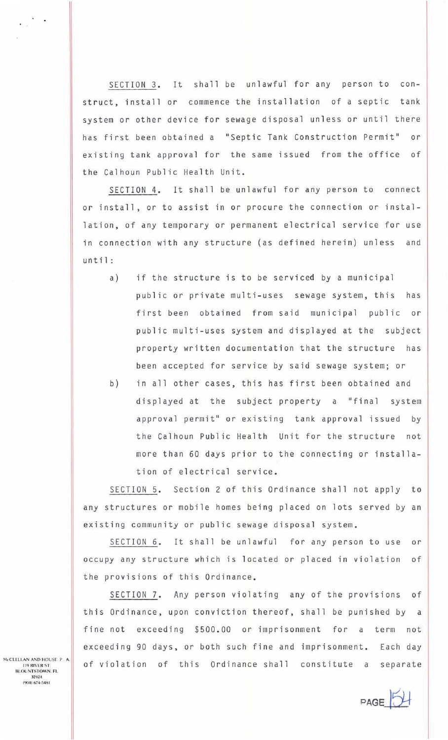SECTION 3. It shall be unlawful for any person to construct, install or commence the installation of a septic tank system or other device for sewage disposal unless or until there has first been obtained a "Septic Tank Construction Permit" or existing tank approval for the same issued from the office of the Calhoun Public Health Unit.

SECTION 4. It shall be unlawful for any person to connect or install, or to assist in or procure the connection or installation, of any temporary or permanent electrical service for use in connection with any structure (as defined herein) unless and until:

a) if the structure is to be serviced by a municipal public or private multi-uses sewage system, this has first been obtained from said municipal public or public multi-uses system and displayed at the subject property written documentation that the structure has been accepted for service by said sewage system; or

b) in all other cases, this has first been obtained and displayed at the subject property a "final system approval permit" or existing tank approval issued by the Calhoun Public Health Unit for the structure not more than 60 days prior to the connecting or installation of electrical service.

SECTION 5. Section 2 of this Ordinance shall not apply to any structures or mobile homes being placed on lots served by an existing community or public sewage disposal system.

SECTION 6. It shall be unlawful for any person to use or occupy any structure which is located or placed in violation of the provisions of this Ordinance.

SECTION 7. Any person violating any of the provisions of this Ordinance, upon conviction thereof, shall be punished by a fine not exceeding $500.00 or imprisonment for a term not exceeding 90 days, or both such fine and imprisonment. Each day of violation of this Ordinance shall constitute a separate

McCLELLAN AND HOUSE, P. A.
119 RIVER ST.
BLOUNTSTOWN, FL
32424
(904) 674-5481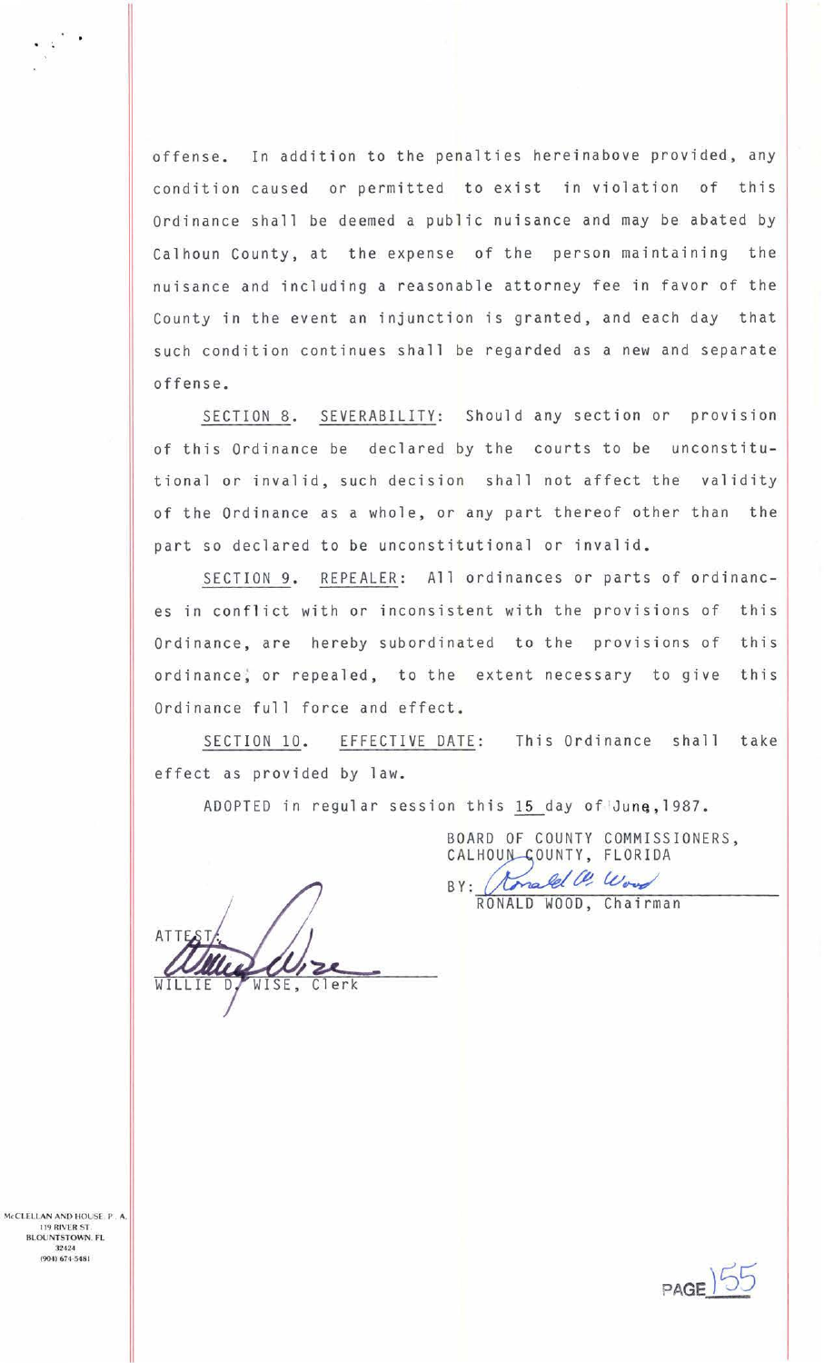offense. In addition to the penalties hereinabove provided, any condition caused or permitted to exist in violation of this Ordinance shall be deemed a public nuisance and may be abated by Calhoun County, at the expense of the person maintaining the nuisance and including a reasonable attorney fee in favor of the County in the event an injunction is granted, and each day that such condition continues shall be regarded as a new and separate offense.

SECTION 8. SEVERABILITY: Should any section or provision of this Ordinance be declared by the courts to be unconstitutional or invalid, such decision shall not affect the validity of the Ordinance as a whole, or any part thereof other than the part so declared to be unconstitutional or invalid.

SECTION 9. REPEALER: All ordinances or parts of ordinances in conflict with or inconsistent with the provisions of this Ordinance, are hereby subordinated to the provisions of this ordinance, or repealed, to the extent necessary to give this Ordinance full force and effect.

SECTION 10. EFFECTIVE DATE: This Ordinance shall take effect as provided by law.

ADOPTED in regular session this 15 day of June, 1987.

BOARD OF COUNTY COMMISSIONERS,
CALHOUN COUNTY, FLORIDA

BY: Ronald W. Wood
RONALD WOOD, Chairman

ATTEST:
Willie D. Wise
WILLIE D. WISE, Clerk

McCLELLAN AND HOUSE, P. A.
119 RIVER ST.
BLOUNTSTOWN, FL
32424
(904) 674-5481